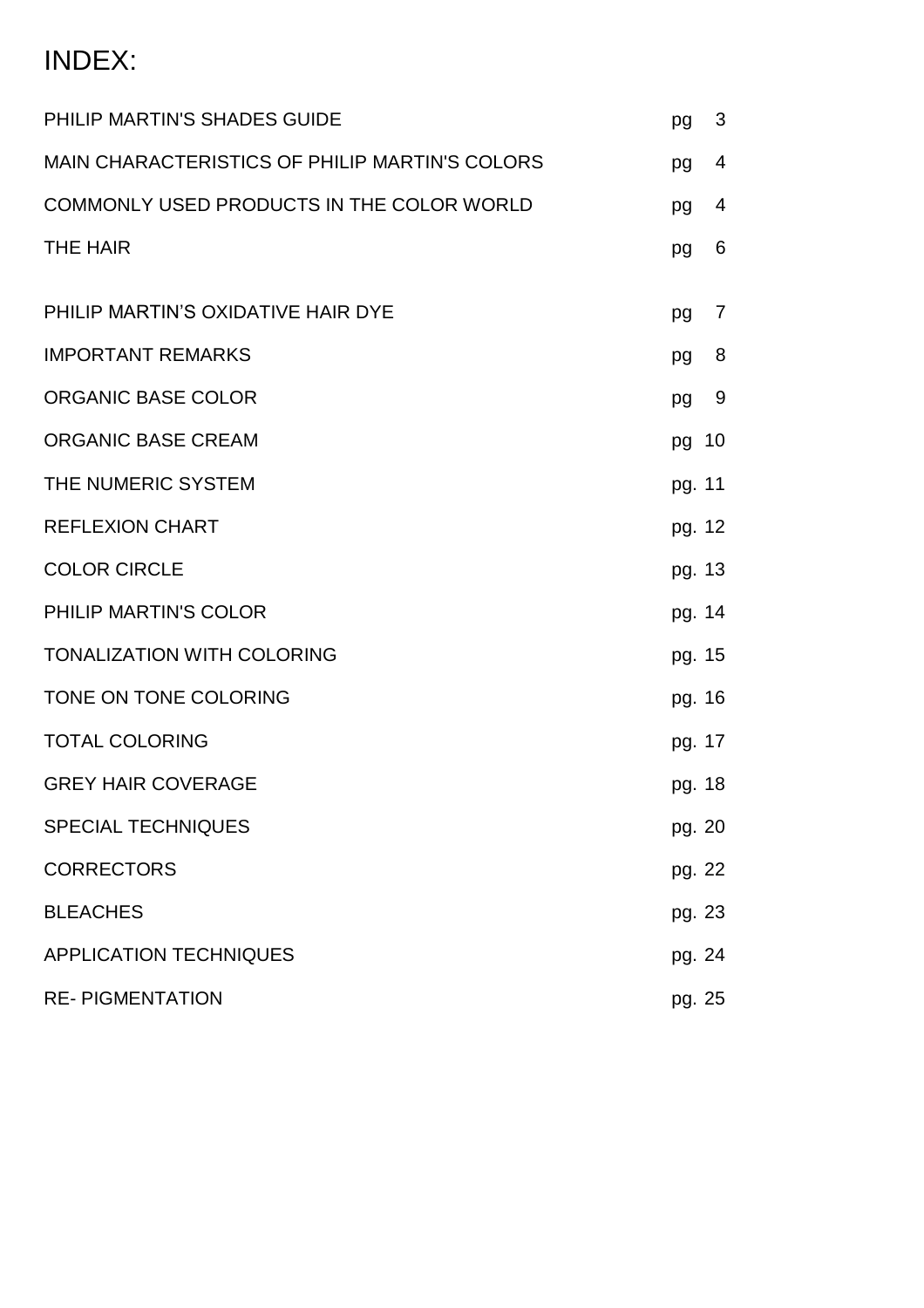# INDEX:

| | |
|---|---|
| PHILIP MARTIN'S SHADES GUIDE | pg 3 |
| MAIN CHARACTERISTICS OF PHILIP MARTIN'S COLORS | pg 4 |
| COMMONLY USED PRODUCTS IN THE COLOR WORLD | pg 4 |
| THE HAIR | pg 6 |
| PHILIP MARTIN'S OXIDATIVE HAIR DYE | pg 7 |
| IMPORTANT REMARKS | pg 8 |
| ORGANIC BASE COLOR | pg 9 |
| ORGANIC BASE CREAM | pg 10 |
| THE NUMERIC SYSTEM | pg. 11 |
| REFLEXION CHART | pg. 12 |
| COLOR CIRCLE | pg. 13 |
| PHILIP MARTIN'S COLOR | pg. 14 |
| TONALIZATION WITH COLORING | pg. 15 |
| TONE ON TONE COLORING | pg. 16 |
| TOTAL COLORING | pg. 17 |
| GREY HAIR COVERAGE | pg. 18 |
| SPECIAL TECHNIQUES | pg. 20 |
| CORRECTORS | pg. 22 |
| BLEACHES | pg. 23 |
| APPLICATION TECHNIQUES | pg. 24 |
| RE- PIGMENTATION | pg. 25 |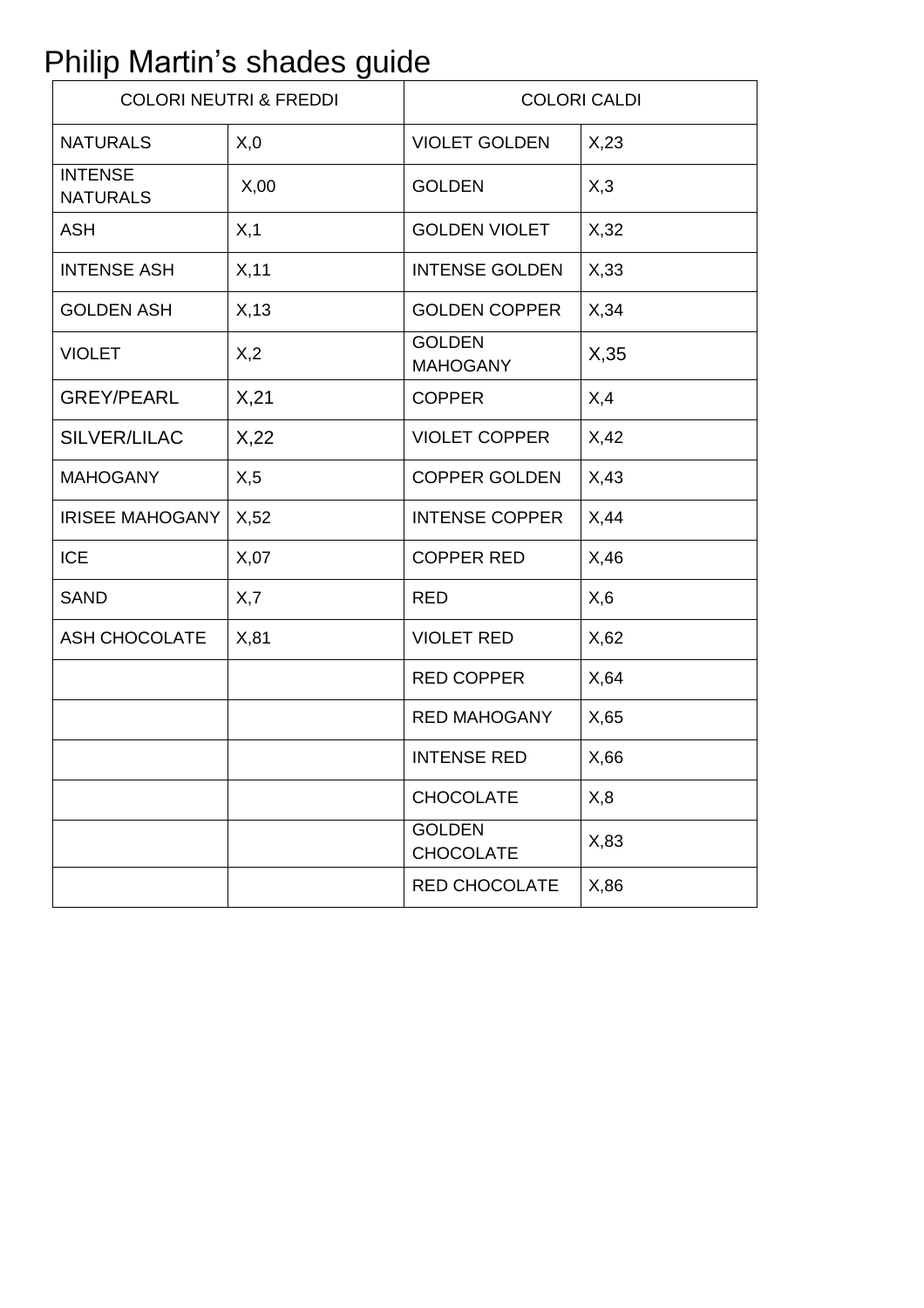# Philip Martin's shades guide

| COLORI NEUTRI & FREDDI | | COLORI CALDI | |
|---|---|---|---|
| NATURALS | X,0 | VIOLET GOLDEN | X,23 |
| INTENSE NATURALS | X,00 | GOLDEN | X,3 |
| ASH | X,1 | GOLDEN VIOLET | X,32 |
| INTENSE ASH | X,11 | INTENSE GOLDEN | X,33 |
| GOLDEN ASH | X,13 | GOLDEN COPPER | X,34 |
| VIOLET | X,2 | GOLDEN MAHOGANY | X,35 |
| GREY/PEARL | X,21 | COPPER | X,4 |
| SILVER/LILAC | X,22 | VIOLET COPPER | X,42 |
| MAHOGANY | X,5 | COPPER GOLDEN | X,43 |
| IRISEE MAHOGANY | X,52 | INTENSE COPPER | X,44 |
| ICE | X,07 | COPPER RED | X,46 |
| SAND | X,7 | RED | X,6 |
| ASH CHOCOLATE | X,81 | VIOLET RED | X,62 |
| | | RED COPPER | X,64 |
| | | RED MAHOGANY | X,65 |
| | | INTENSE RED | X,66 |
| | | CHOCOLATE | X,8 |
| | | GOLDEN CHOCOLATE | X,83 |
| | | RED CHOCOLATE | X,86 |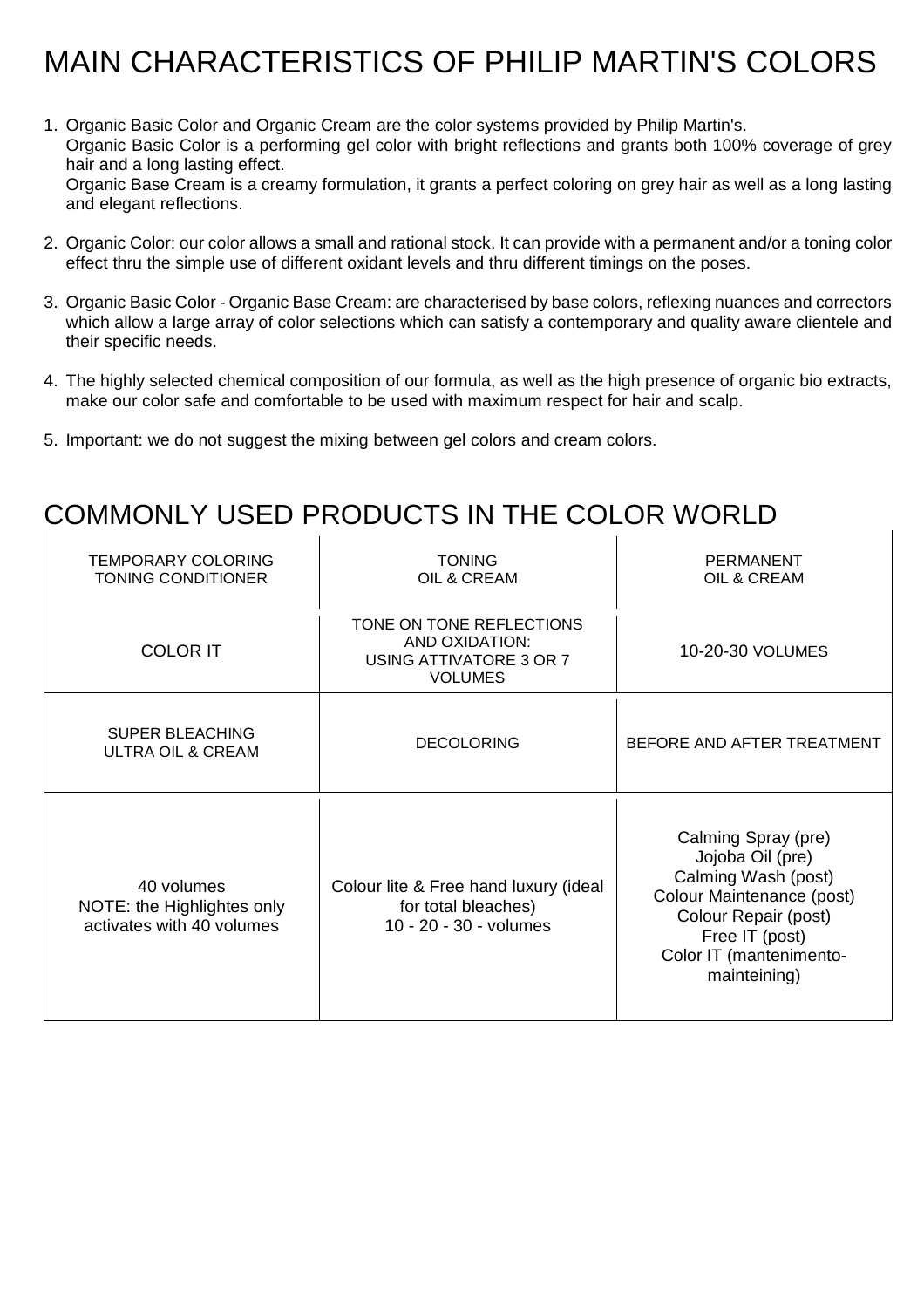# MAIN CHARACTERISTICS OF PHILIP MARTIN'S COLORS

1. Organic Basic Color and Organic Cream are the color systems provided by Philip Martin's.
   Organic Basic Color is a performing gel color with bright reflections and grants both 100% coverage of grey hair and a long lasting effect.
   Organic Base Cream is a creamy formulation, it grants a perfect coloring on grey hair as well as a long lasting and elegant reflections.

2. Organic Color: our color allows a small and rational stock. It can provide with a permanent and/or a toning color effect thru the simple use of different oxidant levels and thru different timings on the poses.

3. Organic Basic Color - Organic Base Cream: are characterised by base colors, reflexing nuances and correctors which allow a large array of color selections which can satisfy a contemporary and quality aware clientele and their specific needs.

4. The highly selected chemical composition of our formula, as well as the high presence of organic bio extracts, make our color safe and comfortable to be used with maximum respect for hair and scalp.

5. Important: we do not suggest the mixing between gel colors and cream colors.

# COMMONLY USED PRODUCTS IN THE COLOR WORLD

| TEMPORARY COLORING<br>TONING CONDITIONER | TONING<br>OIL & CREAM | PERMANENT<br>OIL & CREAM |
|---|---|---|
| COLOR IT | TONE ON TONE REFLECTIONS AND OXIDATION:<br>USING ATTIVATORE 3 OR 7 VOLUMES | 10-20-30 VOLUMES |
| SUPER BLEACHING<br>ULTRA OIL & CREAM | DECOLORING | BEFORE AND AFTER TREATMENT |
| 40 volumes<br>NOTE: the Highlightes only activates with 40 volumes | Colour lite & Free hand luxury (ideal for total bleaches)<br>10 - 20 - 30 - volumes | Calming Spray (pre)<br>Jojoba Oil (pre)<br>Calming Wash (post)<br>Colour Maintenance (post)<br>Colour Repair (post)<br>Free IT (post)<br>Color IT (mantenimento-mainteining) |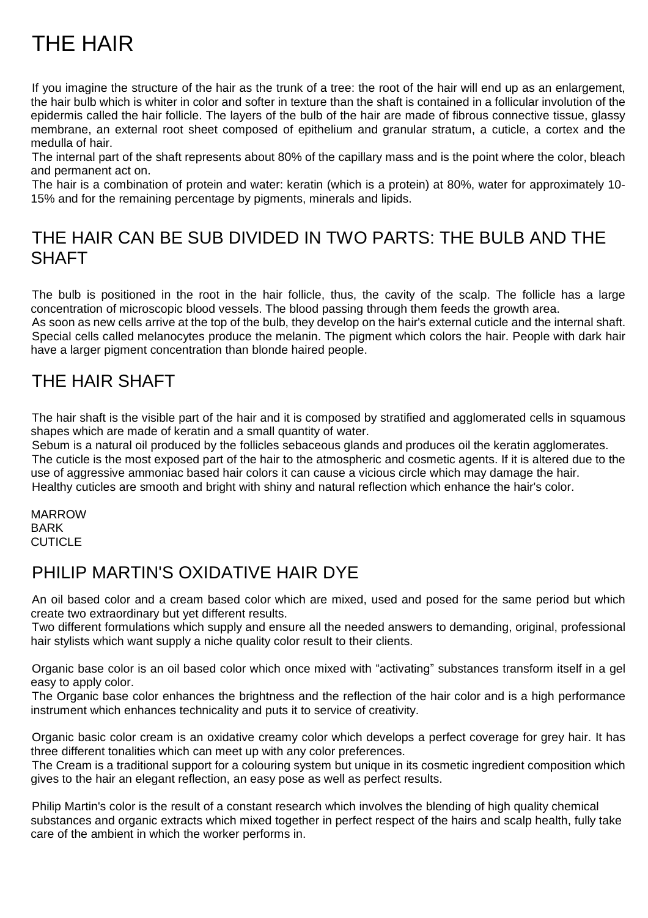# THE HAIR

If you imagine the structure of the hair as the trunk of a tree: the root of the hair will end up as an enlargement, the hair bulb which is whiter in color and softer in texture than the shaft is contained in a follicular involution of the epidermis called the hair follicle. The layers of the bulb of the hair are made of fibrous connective tissue, glassy membrane, an external root sheet composed of epithelium and granular stratum, a cuticle, a cortex and the medulla of hair.

The internal part of the shaft represents about 80% of the capillary mass and is the point where the color, bleach and permanent act on.

The hair is a combination of protein and water: keratin (which is a protein) at 80%, water for approximately 10-15% and for the remaining percentage by pigments, minerals and lipids.

## THE HAIR CAN BE SUB DIVIDED IN TWO PARTS: THE BULB AND THE SHAFT

The bulb is positioned in the root in the hair follicle, thus, the cavity of the scalp. The follicle has a large concentration of microscopic blood vessels. The blood passing through them feeds the growth area.

As soon as new cells arrive at the top of the bulb, they develop on the hair's external cuticle and the internal shaft. Special cells called melanocytes produce the melanin. The pigment which colors the hair. People with dark hair have a larger pigment concentration than blonde haired people.

## THE HAIR SHAFT

The hair shaft is the visible part of the hair and it is composed by stratified and agglomerated cells in squamous shapes which are made of keratin and a small quantity of water.

Sebum is a natural oil produced by the follicles sebaceous glands and produces oil the keratin agglomerates.

The cuticle is the most exposed part of the hair to the atmospheric and cosmetic agents. If it is altered due to the use of aggressive ammoniac based hair colors it can cause a vicious circle which may damage the hair.

Healthy cuticles are smooth and bright with shiny and natural reflection which enhance the hair's color.

MARROW
BARK
CUTICLE

## PHILIP MARTIN'S OXIDATIVE HAIR DYE

An oil based color and a cream based color which are mixed, used and posed for the same period but which create two extraordinary but yet different results.

Two different formulations which supply and ensure all the needed answers to demanding, original, professional hair stylists which want supply a niche quality color result to their clients.

Organic base color is an oil based color which once mixed with "activating" substances transform itself in a gel easy to apply color.

The Organic base color enhances the brightness and the reflection of the hair color and is a high performance instrument which enhances technicality and puts it to service of creativity.

Organic basic color cream is an oxidative creamy color which develops a perfect coverage for grey hair. It has three different tonalities which can meet up with any color preferences.

The Cream is a traditional support for a colouring system but unique in its cosmetic ingredient composition which gives to the hair an elegant reflection, an easy pose as well as perfect results.

Philip Martin's color is the result of a constant research which involves the blending of high quality chemical substances and organic extracts which mixed together in perfect respect of the hairs and scalp health, fully take care of the ambient in which the worker performs in.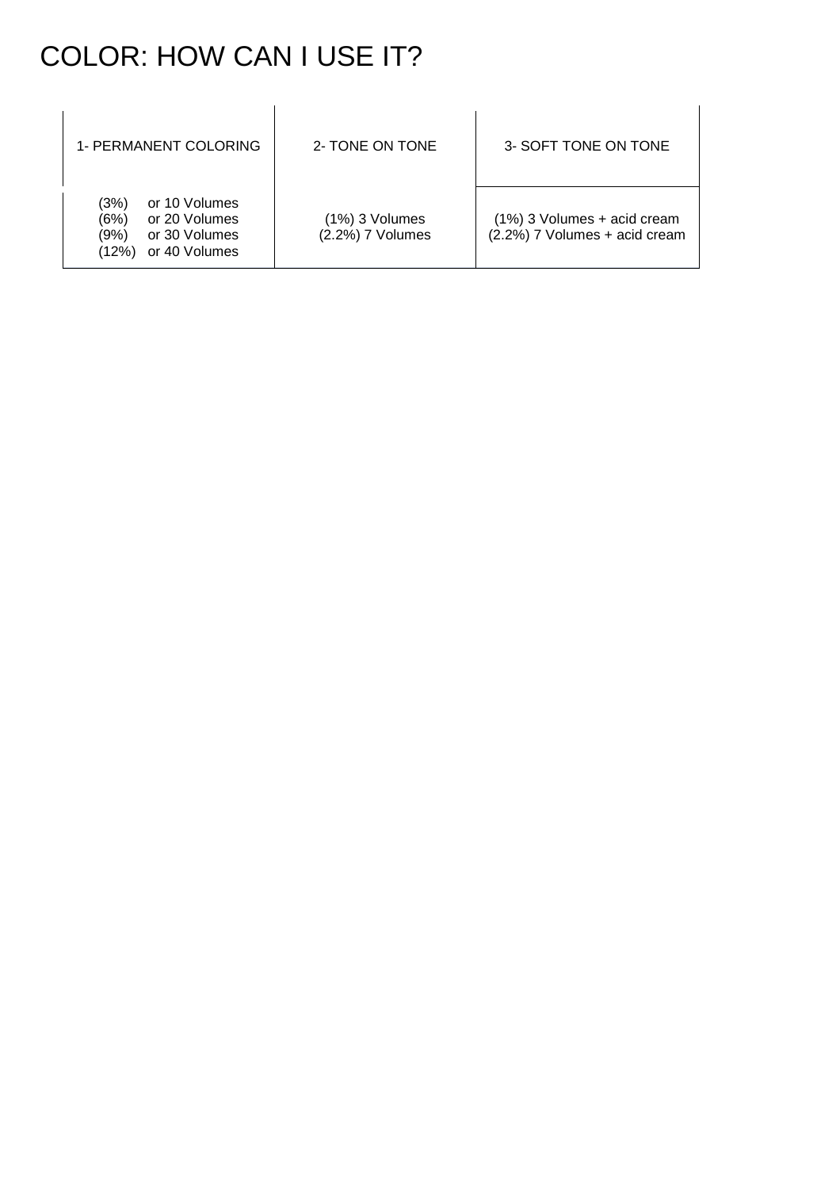# COLOR: HOW CAN I USE IT?

| 1- PERMANENT COLORING | 2- TONE ON TONE | 3- SOFT TONE ON TONE |
|---|---|---|
| (3%) or 10 Volumes<br>(6%) or 20 Volumes<br>(9%) or 30 Volumes<br>(12%) or 40 Volumes | (1%) 3 Volumes<br>(2.2%) 7 Volumes | (1%) 3 Volumes + acid cream<br>(2.2%) 7 Volumes + acid cream |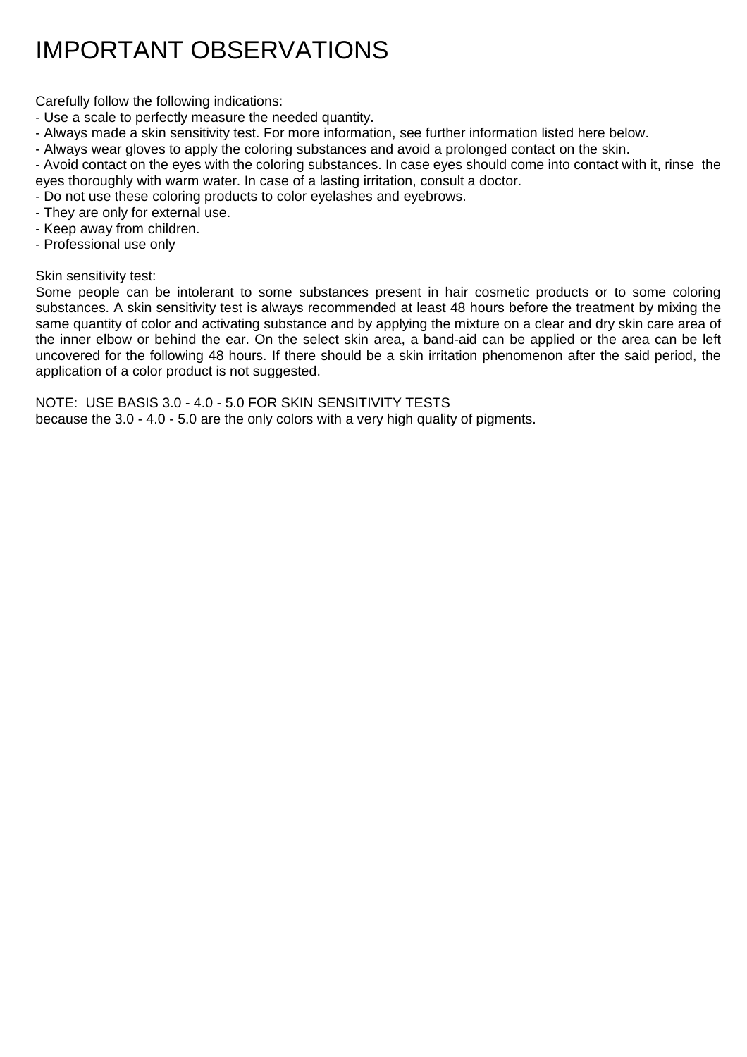# IMPORTANT OBSERVATIONS

Carefully follow the following indications:

- Use a scale to perfectly measure the needed quantity.
- Always made a skin sensitivity test. For more information, see further information listed here below.
- Always wear gloves to apply the coloring substances and avoid a prolonged contact on the skin.
- Avoid contact on the eyes with the coloring substances. In case eyes should come into contact with it, rinse the eyes thoroughly with warm water. In case of a lasting irritation, consult a doctor.
- Do not use these coloring products to color eyelashes and eyebrows.
- They are only for external use.
- Keep away from children.
- Professional use only

Skin sensitivity test:

Some people can be intolerant to some substances present in hair cosmetic products or to some coloring substances. A skin sensitivity test is always recommended at least 48 hours before the treatment by mixing the same quantity of color and activating substance and by applying the mixture on a clear and dry skin care area of the inner elbow or behind the ear. On the select skin area, a band-aid can be applied or the area can be left uncovered for the following 48 hours. If there should be a skin irritation phenomenon after the said period, the application of a color product is not suggested.

NOTE: USE BASIS 3.0 - 4.0 - 5.0 FOR SKIN SENSITIVITY TESTS
because the 3.0 - 4.0 - 5.0 are the only colors with a very high quality of pigments.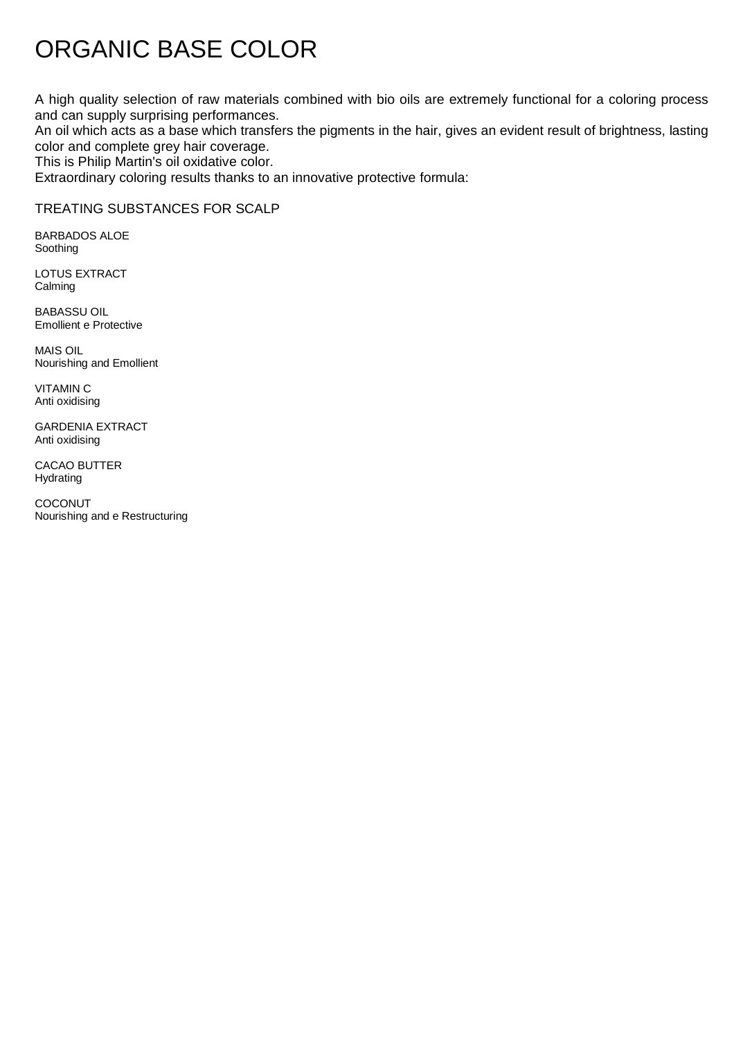# ORGANIC BASE COLOR

A high quality selection of raw materials combined with bio oils are extremely functional for a coloring process and can supply surprising performances.
An oil which acts as a base which transfers the pigments in the hair, gives an evident result of brightness, lasting color and complete grey hair coverage.
This is Philip Martin's oil oxidative color.
Extraordinary coloring results thanks to an innovative protective formula:

## TREATING SUBSTANCES FOR SCALP

BARBADOS ALOE
Soothing

LOTUS EXTRACT
Calming

BABASSU OIL
Emollient e Protective

MAIS OIL
Nourishing and Emollient

VITAMIN C
Anti oxidising

GARDENIA EXTRACT
Anti oxidising

CACAO BUTTER
Hydrating

COCONUT
Nourishing and e Restructuring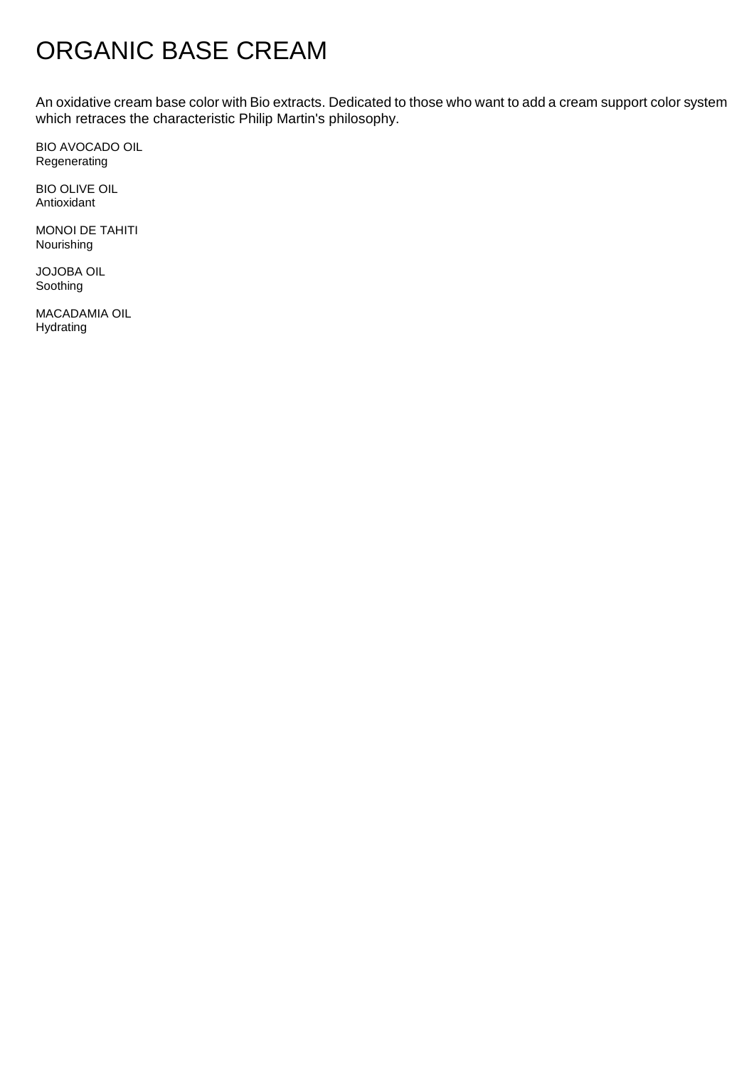# ORGANIC BASE CREAM

An oxidative cream base color with Bio extracts. Dedicated to those who want to add a cream support color system which retraces the characteristic Philip Martin's philosophy.

BIO AVOCADO OIL
Regenerating

BIO OLIVE OIL
Antioxidant

MONOI DE TAHITI
Nourishing

JOJOBA OIL
Soothing

MACADAMIA OIL
Hydrating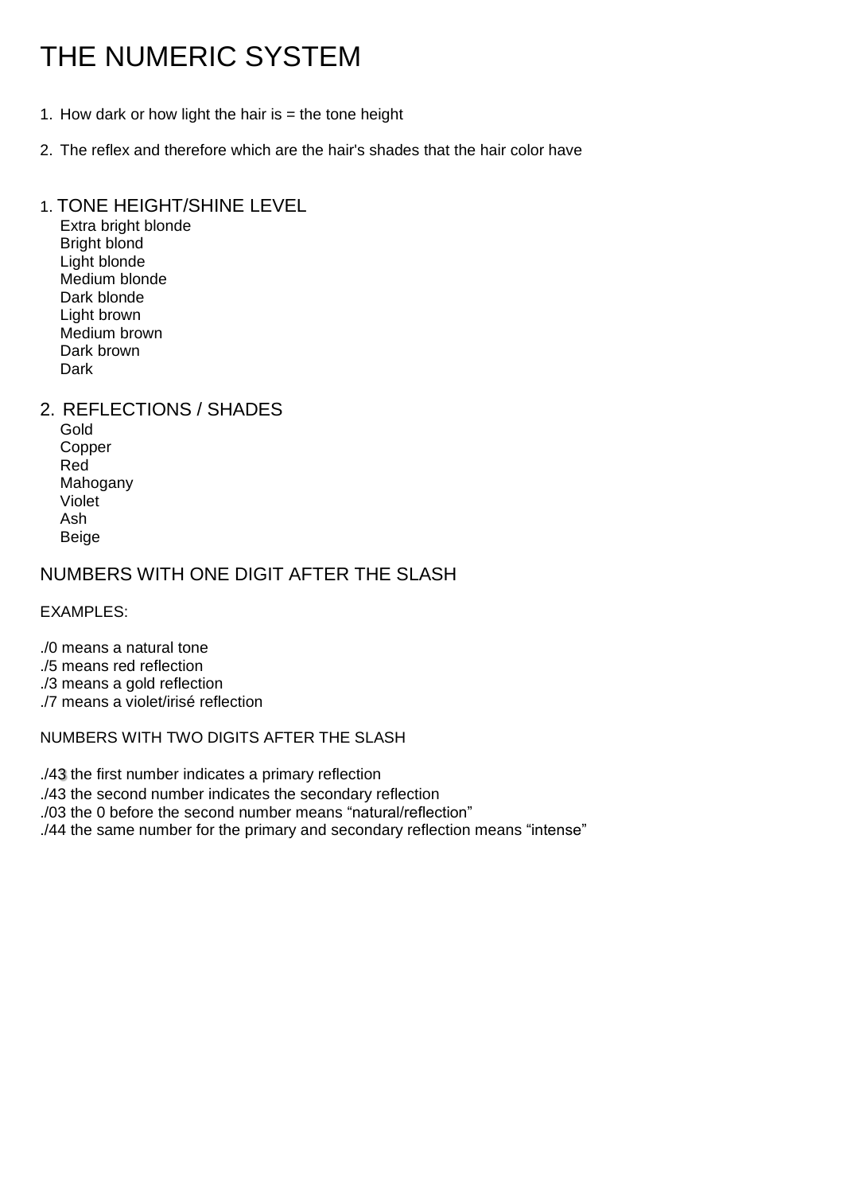# THE NUMERIC SYSTEM

1. How dark or how light the hair is = the tone height
2. The reflex and therefore which are the hair's shades that the hair color have

## 1. TONE HEIGHT/SHINE LEVEL

Extra bright blonde
Bright blond
Light blonde
Medium blonde
Dark blonde
Light brown
Medium brown
Dark brown
Dark

## 2. REFLECTIONS / SHADES

Gold
Copper
Red
Mahogany
Violet
Ash
Beige

## NUMBERS WITH ONE DIGIT AFTER THE SLASH

EXAMPLES:

./0 means a natural tone
./5 means red reflection
./3 means a gold reflection
./7 means a violet/irisé reflection

NUMBERS WITH TWO DIGITS AFTER THE SLASH

./43 the first number indicates a primary reflection
./43 the second number indicates the secondary reflection
./03 the 0 before the second number means “natural/reflection”
./44 the same number for the primary and secondary reflection means “intense”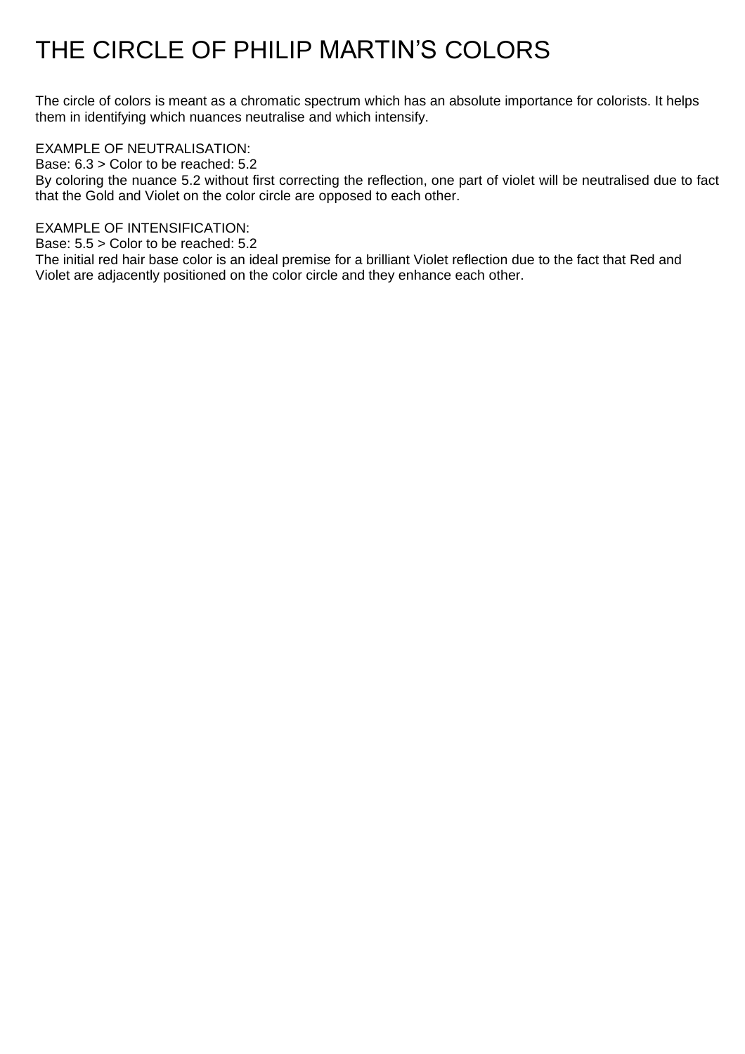# THE CIRCLE OF PHILIP MARTIN'S COLORS

The circle of colors is meant as a chromatic spectrum which has an absolute importance for colorists. It helps them in identifying which nuances neutralise and which intensify.

EXAMPLE OF NEUTRALISATION:
Base: 6.3 > Color to be reached: 5.2
By coloring the nuance 5.2 without first correcting the reflection, one part of violet will be neutralised due to fact that the Gold and Violet on the color circle are opposed to each other.

EXAMPLE OF INTENSIFICATION:
Base: 5.5 > Color to be reached: 5.2
The initial red hair base color is an ideal premise for a brilliant Violet reflection due to the fact that Red and Violet are adjacently positioned on the color circle and they enhance each other.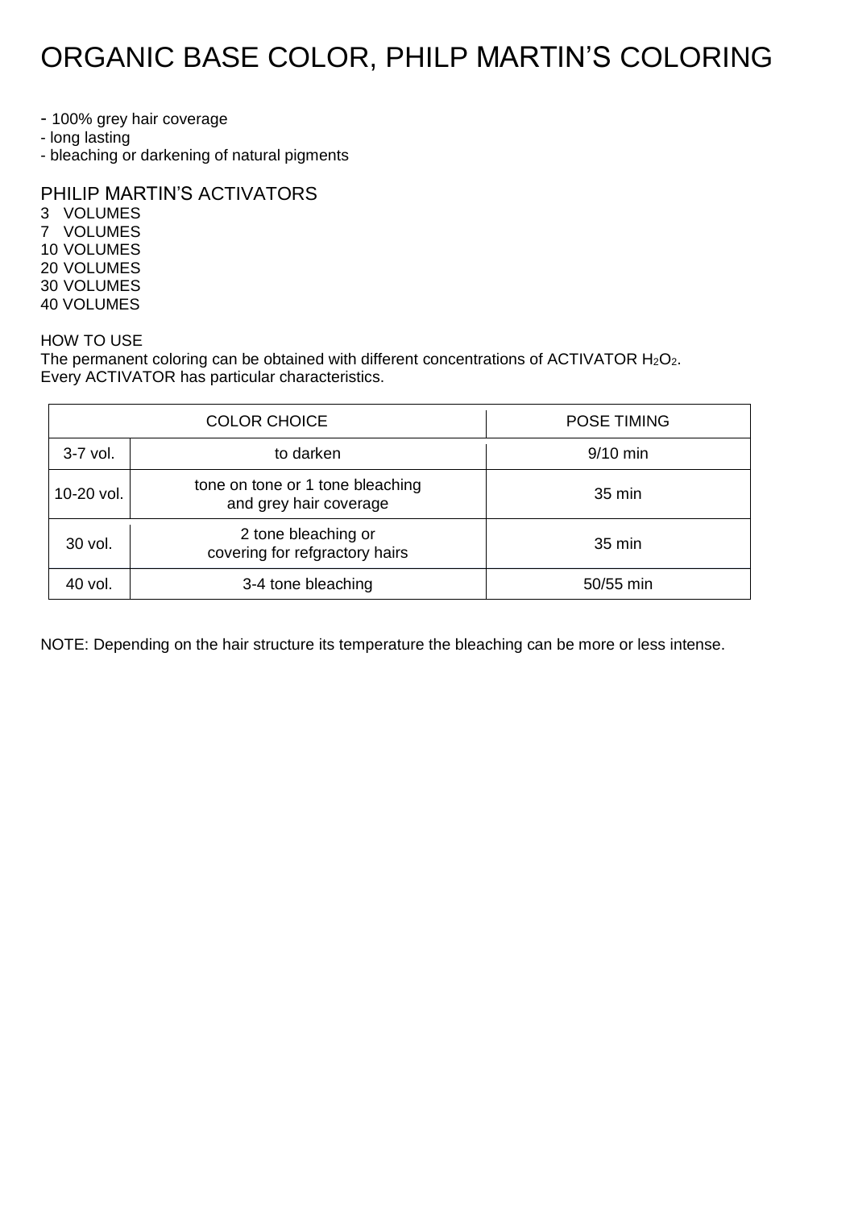# ORGANIC BASE COLOR, PHILP MARTIN'S COLORING

- 100% grey hair coverage
- long lasting
- bleaching or darkening of natural pigments

## PHILIP MARTIN'S ACTIVATORS

3 VOLUMES
7 VOLUMES
10 VOLUMES
20 VOLUMES
30 VOLUMES
40 VOLUMES

HOW TO USE
The permanent coloring can be obtained with different concentrations of ACTIVATOR $H_2O_2$.
Every ACTIVATOR has particular characteristics.

| COLOR CHOICE | | POSE TIMING |
|---|---|---|
| 3-7 vol. | to darken | 9/10 min |
| 10-20 vol. | tone on tone or 1 tone bleaching and grey hair coverage | 35 min |
| 30 vol. | 2 tone bleaching or covering for refgractory hairs | 35 min |
| 40 vol. | 3-4 tone bleaching | 50/55 min |

NOTE: Depending on the hair structure its temperature the bleaching can be more or less intense.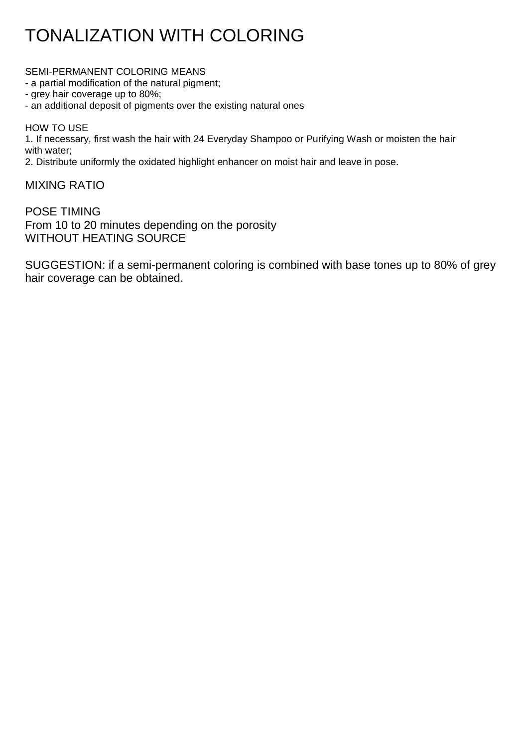# TONALIZATION WITH COLORING

SEMI-PERMANENT COLORING MEANS
- a partial modification of the natural pigment;
- grey hair coverage up to 80%;
- an additional deposit of pigments over the existing natural ones

HOW TO USE
1. If necessary, first wash the hair with 24 Everyday Shampoo or Purifying Wash or moisten the hair with water;
2. Distribute uniformly the oxidated highlight enhancer on moist hair and leave in pose.

MIXING RATIO

POSE TIMING
From 10 to 20 minutes depending on the porosity
WITHOUT HEATING SOURCE

SUGGESTION: if a semi-permanent coloring is combined with base tones up to 80% of grey hair coverage can be obtained.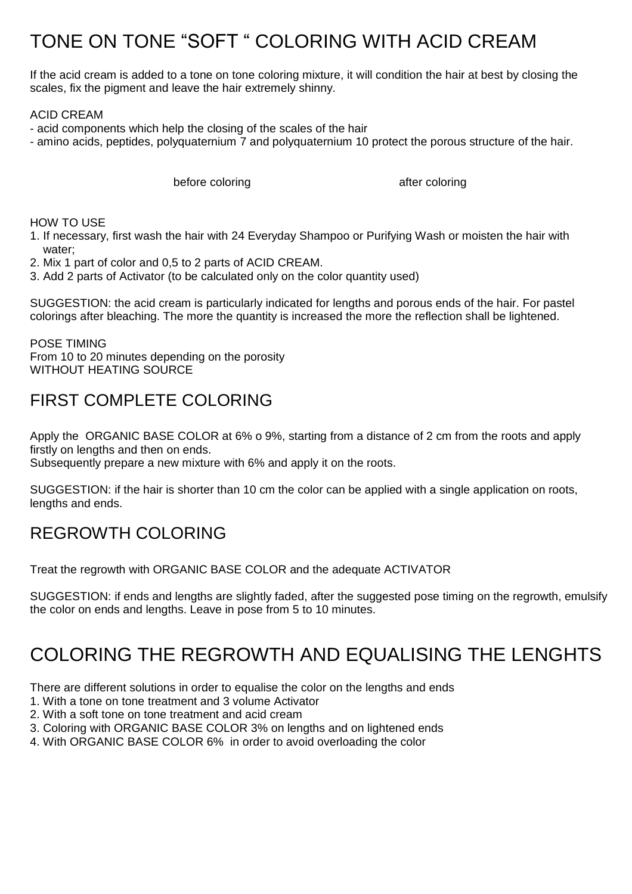# TONE ON TONE “SOFT “ COLORING WITH ACID CREAM

If the acid cream is added to a tone on tone coloring mixture, it will condition the hair at best by closing the scales, fix the pigment and leave the hair extremely shinny.

ACID CREAM

- acid components which help the closing of the scales of the hair
- amino acids, peptides, polyquaternium 7 and polyquaternium 10 protect the porous structure of the hair.

before coloring after coloring

HOW TO USE

1. If necessary, first wash the hair with 24 Everyday Shampoo or Purifying Wash or moisten the hair with water;
2. Mix 1 part of color and 0,5 to 2 parts of ACID CREAM.
3. Add 2 parts of Activator (to be calculated only on the color quantity used)

SUGGESTION: the acid cream is particularly indicated for lengths and porous ends of the hair. For pastel colorings after bleaching. The more the quantity is increased the more the reflection shall be lightened.

POSE TIMING
From 10 to 20 minutes depending on the porosity
WITHOUT HEATING SOURCE

## FIRST COMPLETE COLORING

Apply the ORGANIC BASE COLOR at 6% o 9%, starting from a distance of 2 cm from the roots and apply firstly on lengths and then on ends.
Subsequently prepare a new mixture with 6% and apply it on the roots.

SUGGESTION: if the hair is shorter than 10 cm the color can be applied with a single application on roots, lengths and ends.

## REGROWTH COLORING

Treat the regrowth with ORGANIC BASE COLOR and the adequate ACTIVATOR

SUGGESTION: if ends and lengths are slightly faded, after the suggested pose timing on the regrowth, emulsify the color on ends and lengths. Leave in pose from 5 to 10 minutes.

# COLORING THE REGROWTH AND EQUALISING THE LENGHTS

There are different solutions in order to equalise the color on the lengths and ends

1. With a tone on tone treatment and 3 volume Activator
2. With a soft tone on tone treatment and acid cream
3. Coloring with ORGANIC BASE COLOR 3% on lengths and on lightened ends
4. With ORGANIC BASE COLOR 6% in order to avoid overloading the color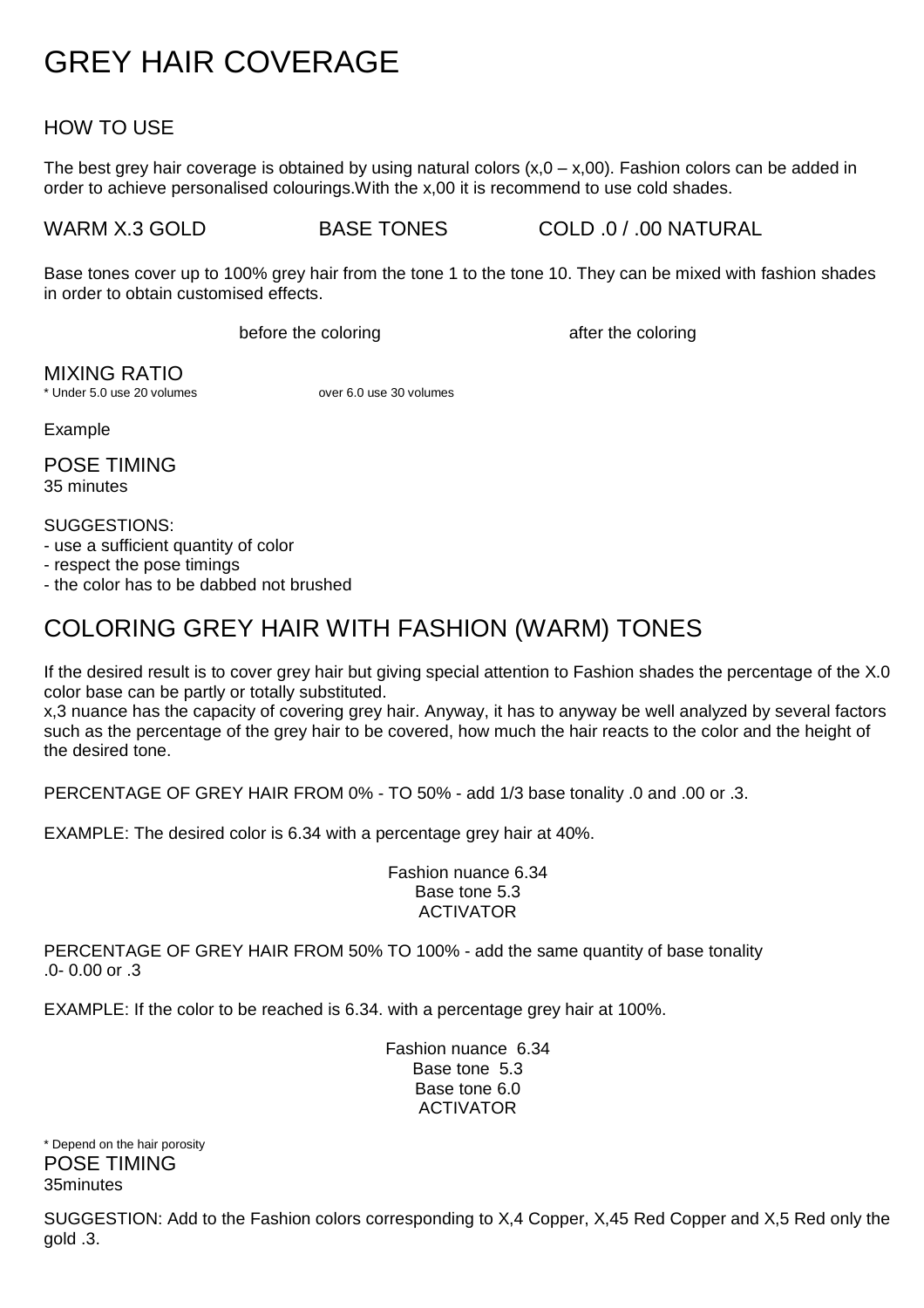# GREY HAIR COVERAGE

## HOW TO USE

The best grey hair coverage is obtained by using natural colors (x,0 – x,00). Fashion colors can be added in order to achieve personalised colourings.With the x,00 it is recommend to use cold shades.

WARM X.3 GOLD BASE TONES COLD .0 / .00 NATURAL

Base tones cover up to 100% grey hair from the tone 1 to the tone 10. They can be mixed with fashion shades in order to obtain customised effects.

before the coloring after the coloring

## MIXING RATIO

* Under 5.0 use 20 volumes over 6.0 use 30 volumes

Example

## POSE TIMING

35 minutes

SUGGESTIONS:

- use a sufficient quantity of color
- respect the pose timings
- the color has to be dabbed not brushed

# COLORING GREY HAIR WITH FASHION (WARM) TONES

If the desired result is to cover grey hair but giving special attention to Fashion shades the percentage of the X.0 color base can be partly or totally substituted.
x,3 nuance has the capacity of covering grey hair. Anyway, it has to anyway be well analyzed by several factors such as the percentage of the grey hair to be covered, how much the hair reacts to the color and the height of the desired tone.

PERCENTAGE OF GREY HAIR FROM 0% - TO 50% - add 1/3 base tonality .0 and .00 or .3.

EXAMPLE: The desired color is 6.34 with a percentage grey hair at 40%.

Fashion nuance 6.34
Base tone 5.3
ACTIVATOR

PERCENTAGE OF GREY HAIR FROM 50% TO 100% - add the same quantity of base tonality .0- 0.00 or .3

EXAMPLE: If the color to be reached is 6.34. with a percentage grey hair at 100%.

Fashion nuance 6.34
Base tone 5.3
Base tone 6.0
ACTIVATOR

* Depend on the hair porosity

## POSE TIMING

35minutes

SUGGESTION: Add to the Fashion colors corresponding to X,4 Copper, X,45 Red Copper and X,5 Red only the gold .3.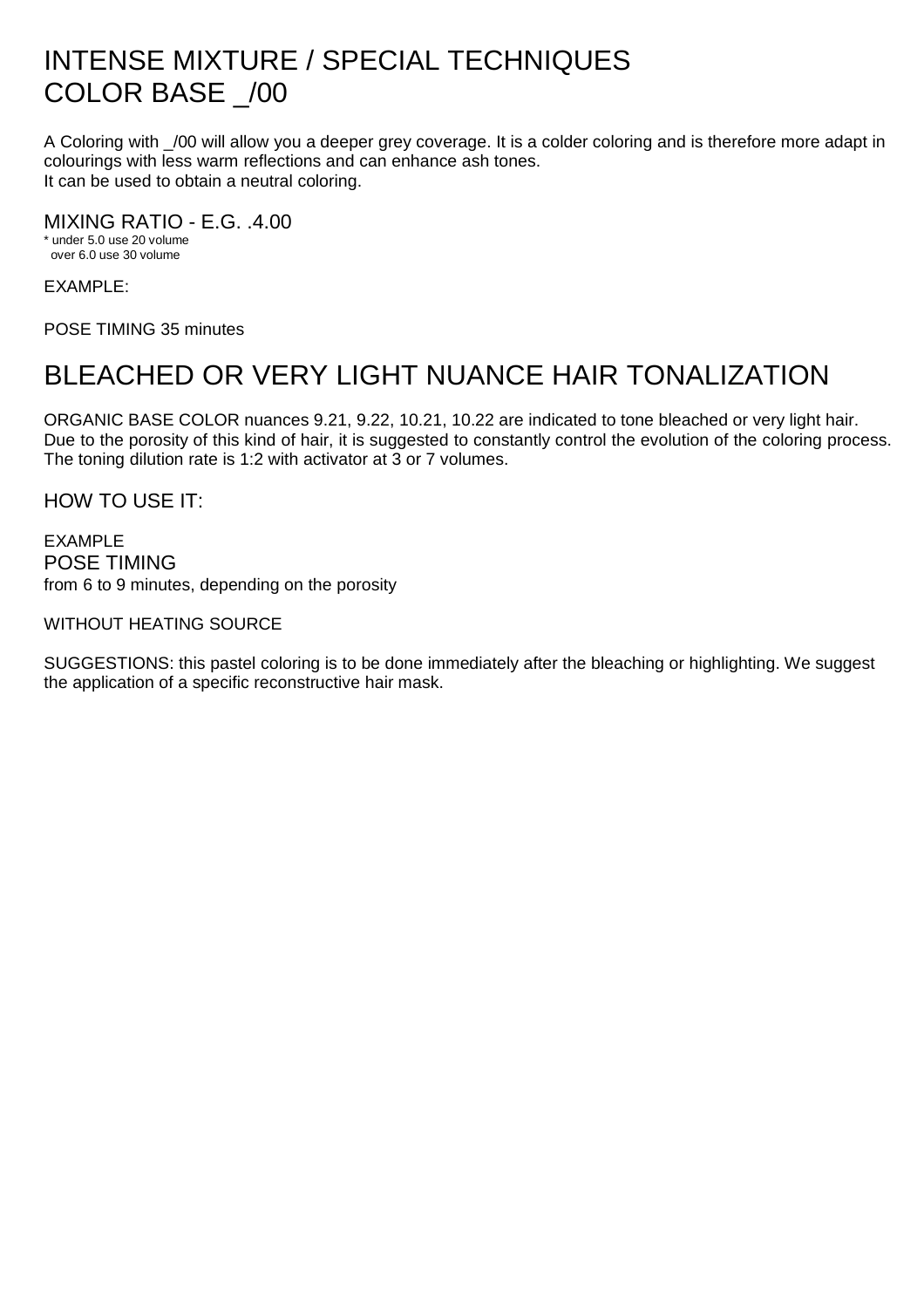# INTENSE MIXTURE / SPECIAL TECHNIQUES
# COLOR BASE _/00

A Coloring with _/00 will allow you a deeper grey coverage. It is a colder coloring and is therefore more adapt in colourings with less warm reflections and can enhance ash tones.
It can be used to obtain a neutral coloring.

### MIXING RATIO - E.G. .4.00

\* under 5.0 use 20 volume
over 6.0 use 30 volume

EXAMPLE:

POSE TIMING 35 minutes

# BLEACHED OR VERY LIGHT NUANCE HAIR TONALIZATION

ORGANIC BASE COLOR nuances 9.21, 9.22, 10.21, 10.22 are indicated to tone bleached or very light hair. Due to the porosity of this kind of hair, it is suggested to constantly control the evolution of the coloring process. The toning dilution rate is 1:2 with activator at 3 or 7 volumes.

### HOW TO USE IT:

EXAMPLE

POSE TIMING

from 6 to 9 minutes, depending on the porosity

WITHOUT HEATING SOURCE

SUGGESTIONS: this pastel coloring is to be done immediately after the bleaching or highlighting. We suggest the application of a specific reconstructive hair mask.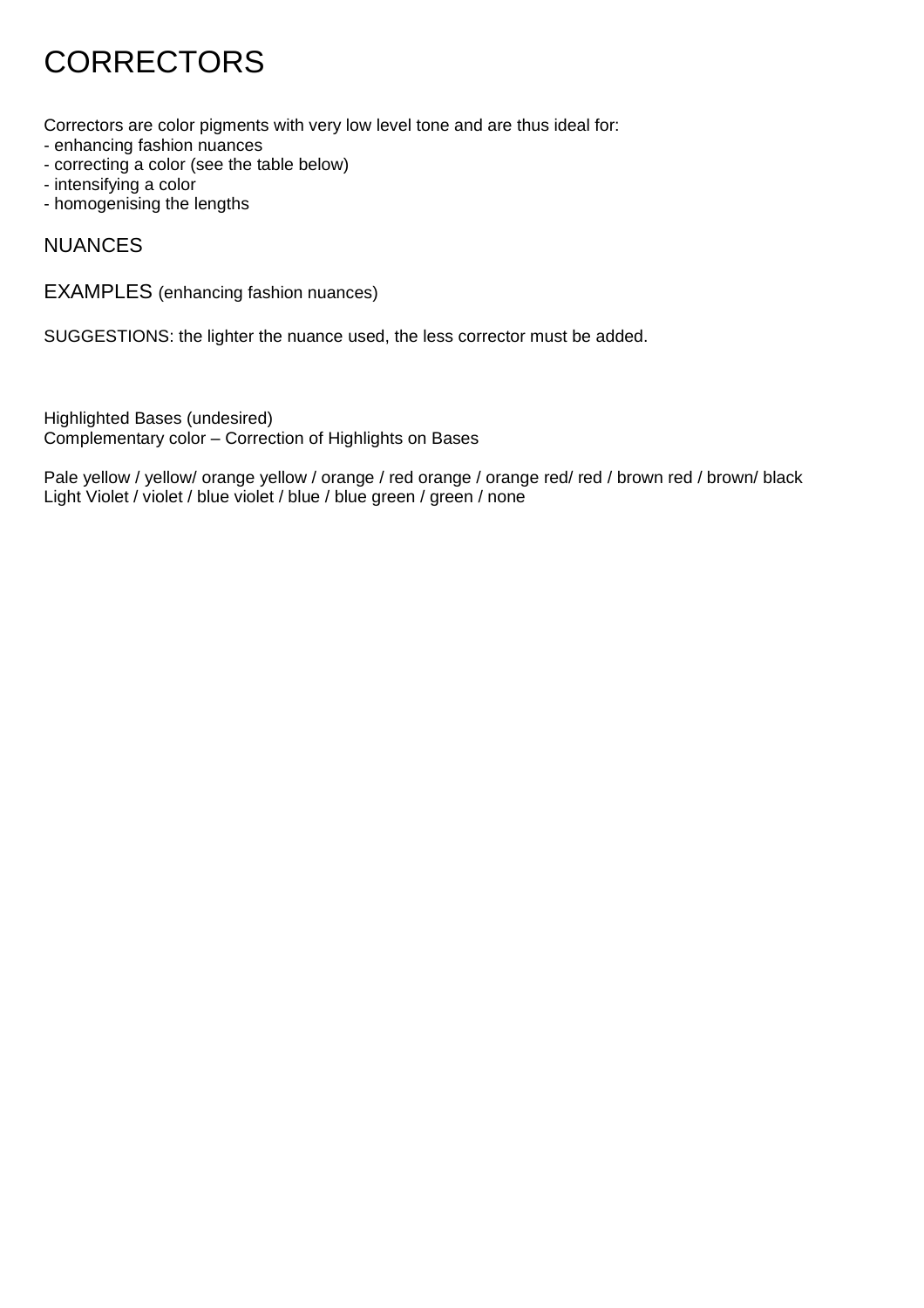# CORRECTORS

Correctors are color pigments with very low level tone and are thus ideal for:
- enhancing fashion nuances
- correcting a color (see the table below)
- intensifying a color
- homogenising the lengths

## NUANCES

## EXAMPLES (enhancing fashion nuances)

SUGGESTIONS: the lighter the nuance used, the less corrector must be added.

Highlighted Bases (undesired)
Complementary color – Correction of Highlights on Bases

Pale yellow / yellow/ orange yellow / orange / red orange / orange red/ red / brown red / brown/ black
Light Violet / violet / blue violet / blue / blue green / green / none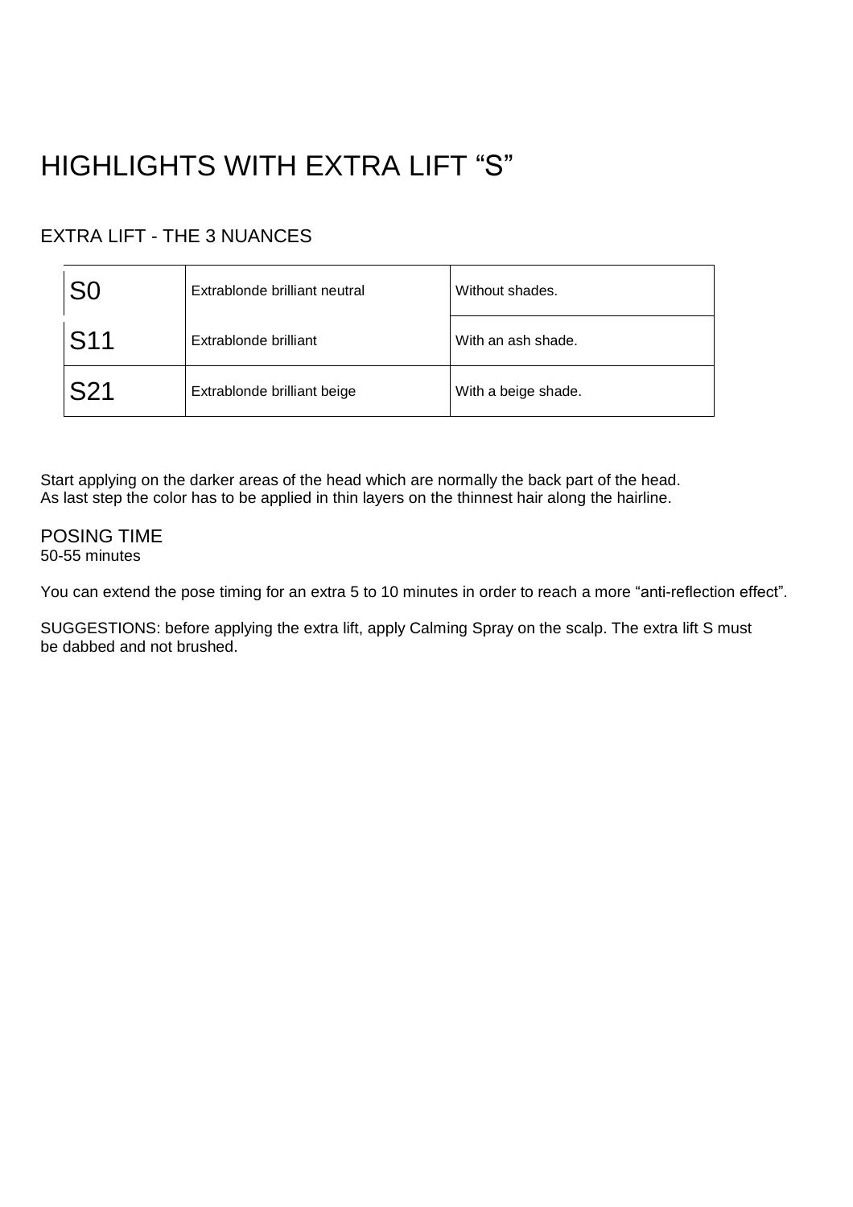# HIGHLIGHTS WITH EXTRA LIFT “S”

## EXTRA LIFT - THE 3 NUANCES

| | | |
|---|---|---|
| S0 | Extrablonde brilliant neutral | Without shades. |
| S11 | Extrablonde brilliant | With an ash shade. |
| S21 | Extrablonde brilliant beige | With a beige shade. |

Start applying on the darker areas of the head which are normally the back part of the head.
As last step the color has to be applied in thin layers on the thinnest hair along the hairline.

## POSING TIME

50-55 minutes

You can extend the pose timing for an extra 5 to 10 minutes in order to reach a more “anti-reflection effect”.

SUGGESTIONS: before applying the extra lift, apply Calming Spray on the scalp. The extra lift S must be dabbed and not brushed.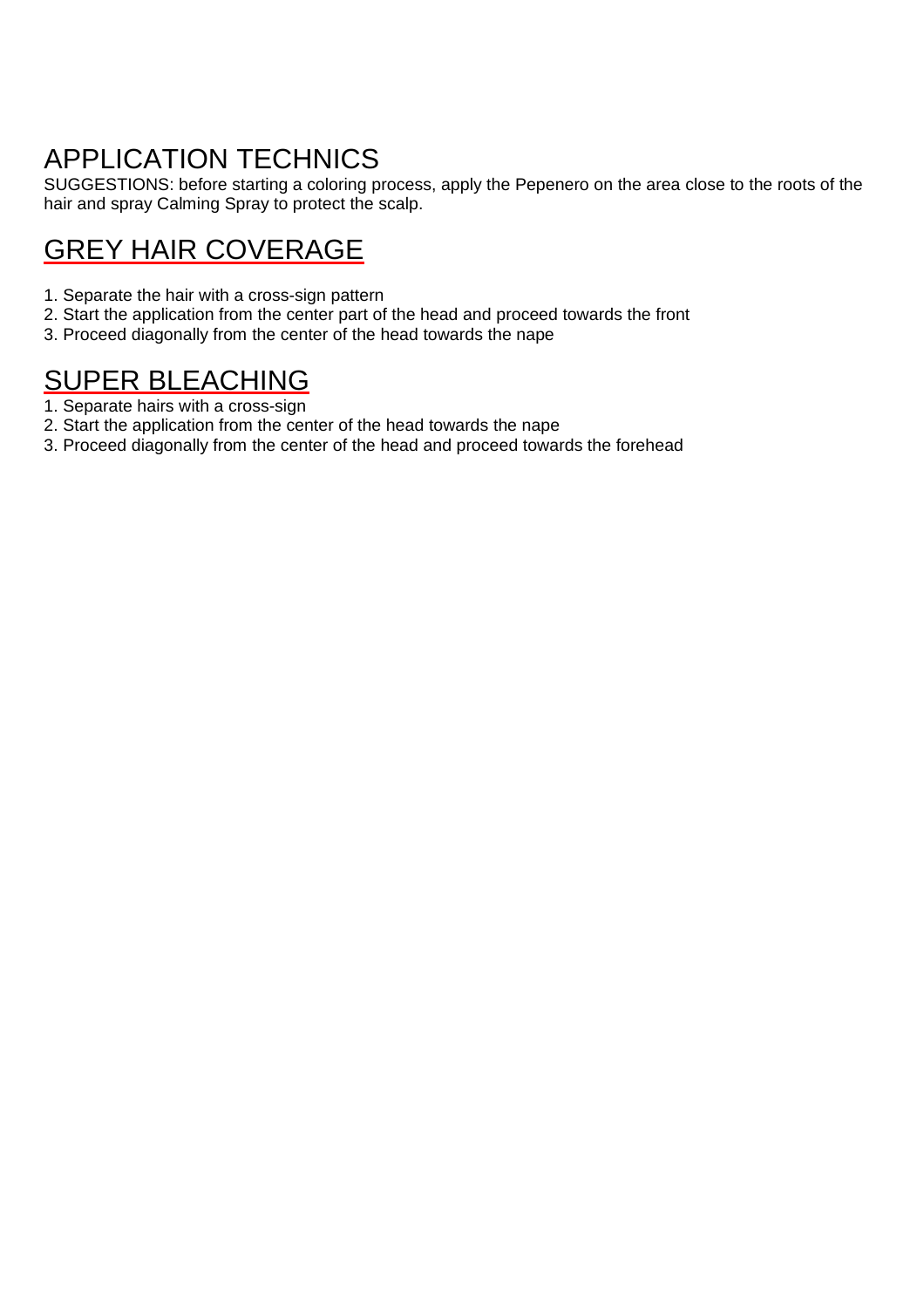# APPLICATION TECHNICS

SUGGESTIONS: before starting a coloring process, apply the Pepenero on the area close to the roots of the hair and spray Calming Spray to protect the scalp.

## GREY HAIR COVERAGE

1. Separate the hair with a cross-sign pattern
2. Start the application from the center part of the head and proceed towards the front
3. Proceed diagonally from the center of the head towards the nape

## SUPER BLEACHING

1. Separate hairs with a cross-sign
2. Start the application from the center of the head towards the nape
3. Proceed diagonally from the center of the head and proceed towards the forehead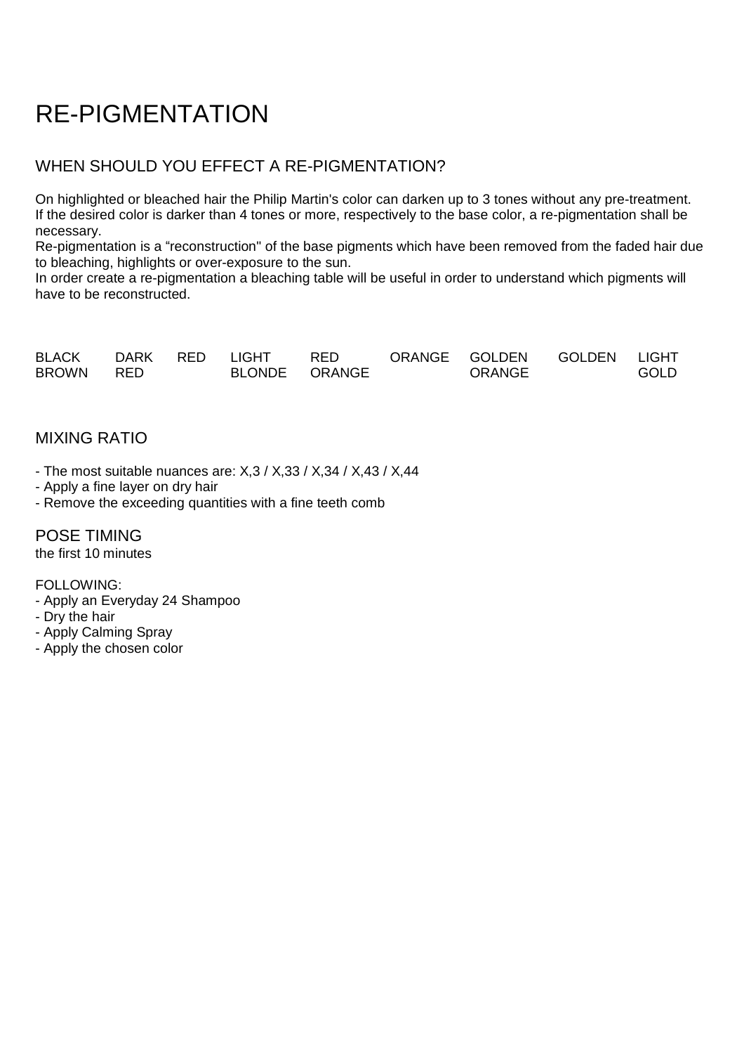# RE-PIGMENTATION

## WHEN SHOULD YOU EFFECT A RE-PIGMENTATION?

On highlighted or bleached hair the Philip Martin's color can darken up to 3 tones without any pre-treatment. If the desired color is darker than 4 tones or more, respectively to the base color, a re-pigmentation shall be necessary.
Re-pigmentation is a “reconstruction" of the base pigments which have been removed from the faded hair due to bleaching, highlights or over-exposure to the sun.
In order create a re-pigmentation a bleaching table will be useful in order to understand which pigments will have to be reconstructed.

| | | | | | | | | |
|---|---|---|---|---|---|---|---|---|
| BLACK BROWN | DARK RED | RED | LIGHT BLONDE | RED ORANGE | ORANGE | GOLDEN ORANGE | GOLDEN | LIGHT GOLD |

## MIXING RATIO

- The most suitable nuances are: X,3 / X,33 / X,34 / X,43 / X,44
- Apply a fine layer on dry hair
- Remove the exceeding quantities with a fine teeth comb

## POSE TIMING

the first 10 minutes

FOLLOWING:
- Apply an Everyday 24 Shampoo
- Dry the hair
- Apply Calming Spray
- Apply the chosen color